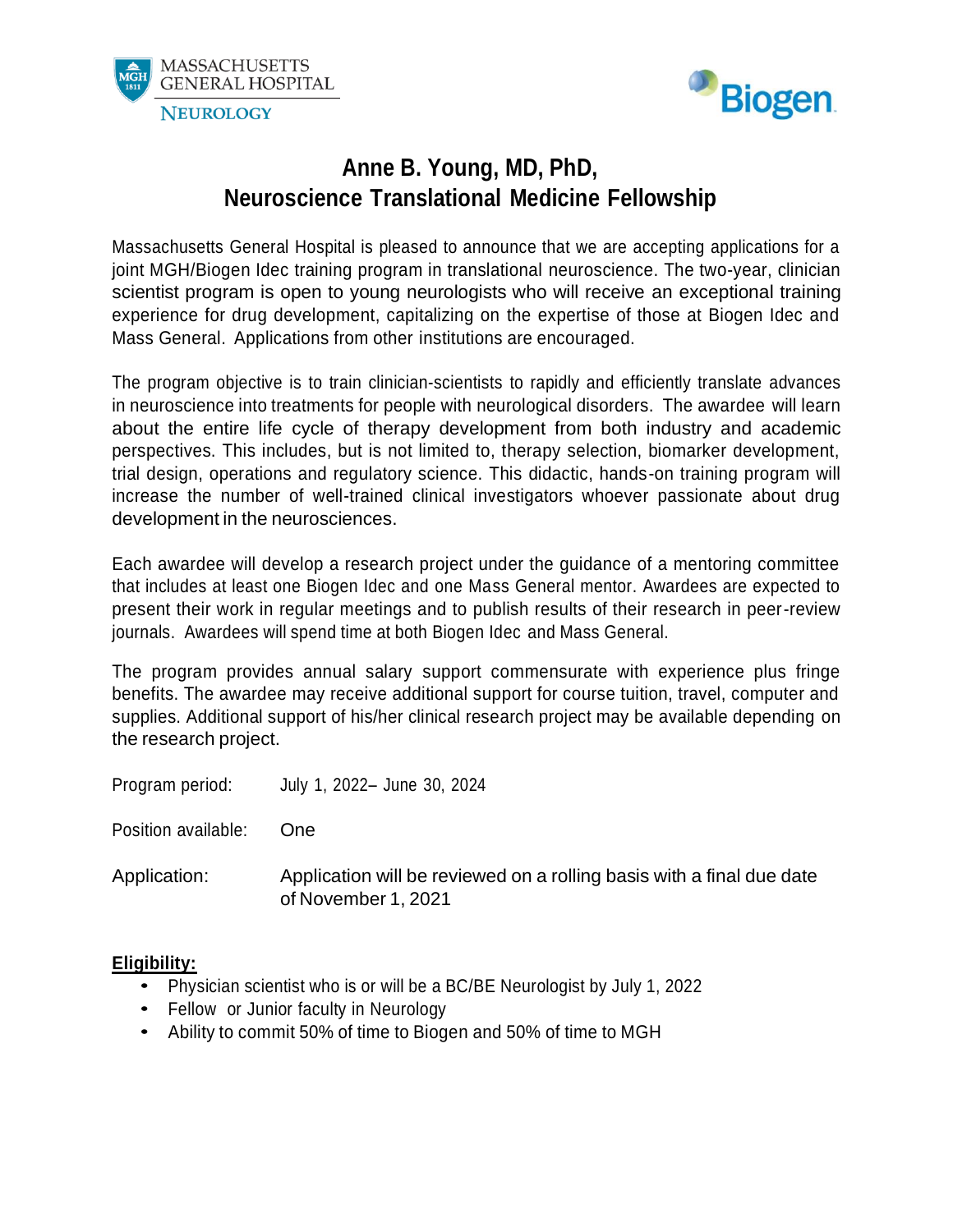MASSACHUSETTS GENERAL HOSPITAL
NEUROLOGY

Biogen

# Anne B. Young, MD, PhD, Neuroscience Translational Medicine Fellowship

Massachusetts General Hospital is pleased to announce that we are accepting applications for a joint MGH/Biogen Idec training program in translational neuroscience. The two-year, clinician scientist program is open to young neurologists who will receive an exceptional training experience for drug development, capitalizing on the expertise of those at Biogen Idec and Mass General. Applications from other institutions are encouraged.

The program objective is to train clinician-scientists to rapidly and efficiently translate advances in neuroscience into treatments for people with neurological disorders. The awardee will learn about the entire life cycle of therapy development from both industry and academic perspectives. This includes, but is not limited to, therapy selection, biomarker development, trial design, operations and regulatory science. This didactic, hands-on training program will increase the number of well-trained clinical investigators whoever passionate about drug development in the neurosciences.

Each awardee will develop a research project under the guidance of a mentoring committee that includes at least one Biogen Idec and one Mass General mentor. Awardees are expected to present their work in regular meetings and to publish results of their research in peer-review journals. Awardees will spend time at both Biogen Idec and Mass General.

The program provides annual salary support commensurate with experience plus fringe benefits. The awardee may receive additional support for course tuition, travel, computer and supplies. Additional support of his/her clinical research project may be available depending on the research project.

Program period: July 1, 2022– June 30, 2024

Position available: One

Application: Application will be reviewed on a rolling basis with a final due date of November 1, 2021

**Eligibility:**

- Physician scientist who is or will be a BC/BE Neurologist by July 1, 2022
- Fellow or Junior faculty in Neurology
- Ability to commit 50% of time to Biogen and 50% of time to MGH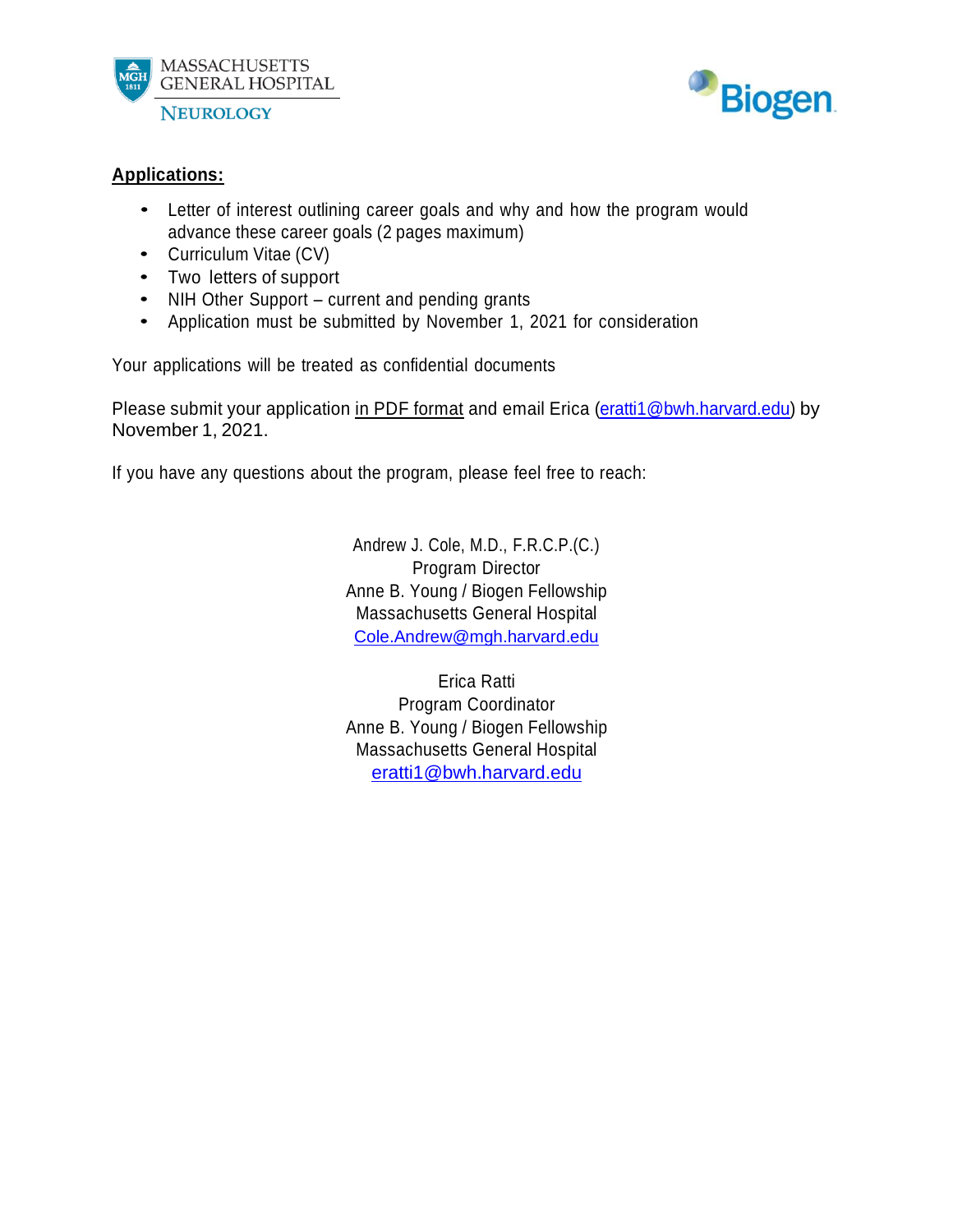**Applications:**

- Letter of interest outlining career goals and why and how the program would advance these career goals (2 pages maximum)
- Curriculum Vitae (CV)
- Two letters of support
- NIH Other Support – current and pending grants
- Application must be submitted by November 1, 2021 for consideration

Your applications will be treated as confidential documents

Please submit your application in PDF format and email Erica (eratti1@bwh.harvard.edu) by November 1, 2021.

If you have any questions about the program, please feel free to reach:

Andrew J. Cole, M.D., F.R.C.P.(C.)
Program Director
Anne B. Young / Biogen Fellowship
Massachusetts General Hospital
Cole.Andrew@mgh.harvard.edu

Erica Ratti
Program Coordinator
Anne B. Young / Biogen Fellowship
Massachusetts General Hospital
eratti1@bwh.harvard.edu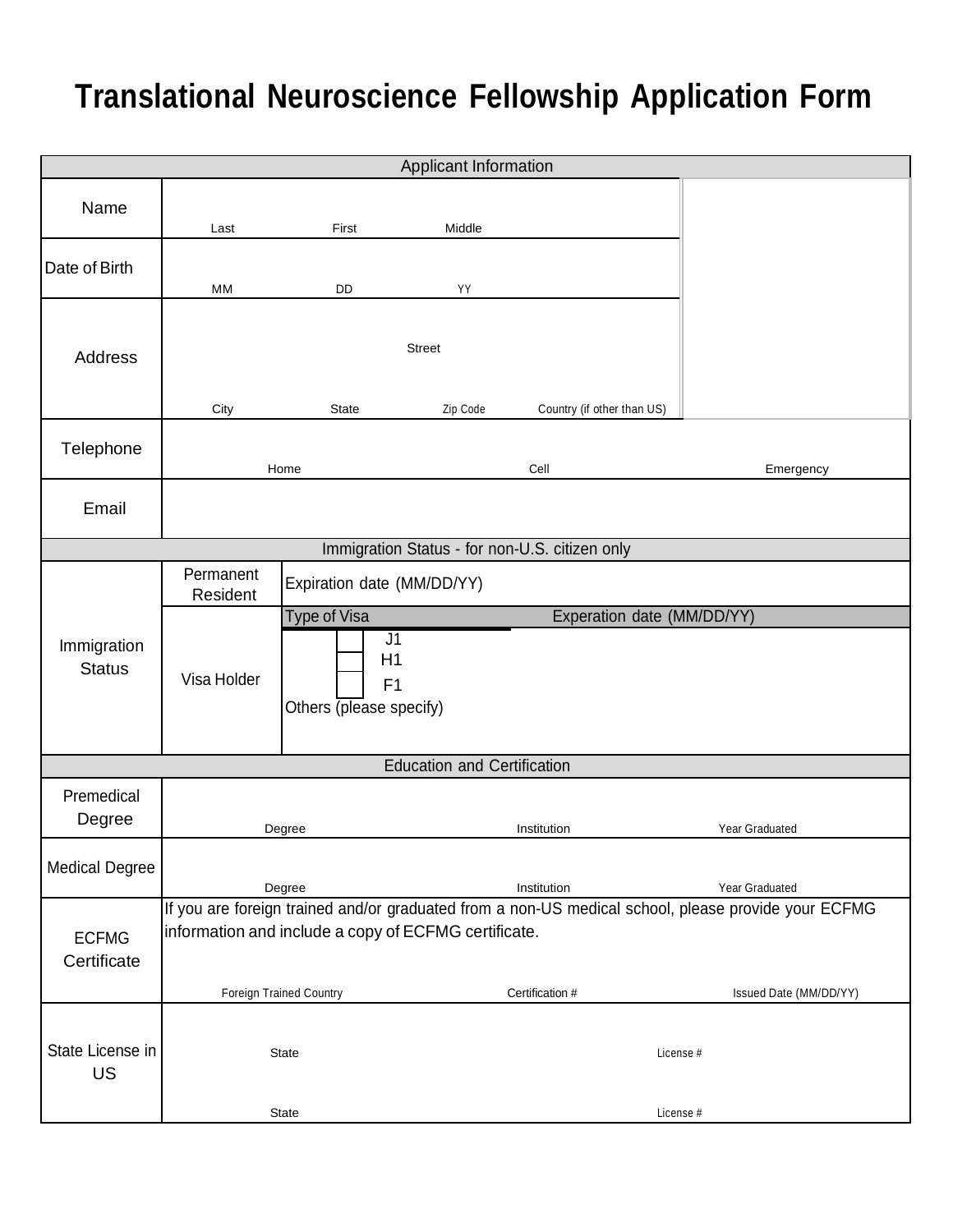# Translational Neuroscience Fellowship Application Form

| Applicant Information | | | | |
|---|---|---|---|---|
| Name | Last | First | Middle | |
| Date of Birth | MM | DD | YY | |
| Address | Street | | | |
| | City | State | Zip Code | Country (if other than US) |
| Telephone | Home | Cell | Emergency | |
| Email | | | | |

| Immigration Status - for non-U.S. citizen only | | | |
|---|---|---|---|
| Immigration Status | Permanent Resident | Expiration date (MM/DD/YY) | |
| | Visa Holder | Type of Visa | Experation date (MM/DD/YY) |
| | | ☐ J1 | |
| | | ☐ H1 | |
| | | ☐ F1 | |
| | | Others (please specify) | |

| Education and Certification | | | |
|---|---|---|---|
| Premedical Degree | Degree | Institution | Year Graduated |
| Medical Degree | Degree | Institution | Year Graduated |
| ECFMG Certificate | If you are foreign trained and/or graduated from a non-US medical school, please provide your ECFMG information and include a copy of ECFMG certificate. | | |
| | Foreign Trained Country | Certification # | Issued Date (MM/DD/YY) |
| State License in US | State | License # | |
| | State | License # | |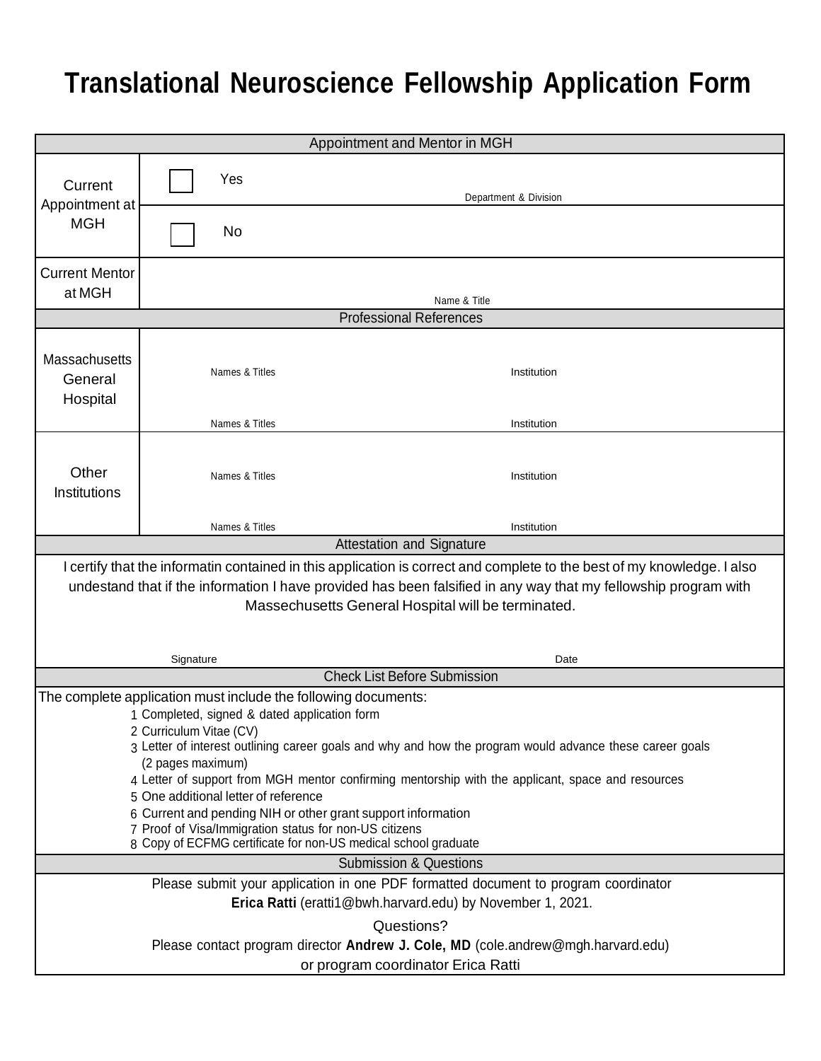# Translational Neuroscience Fellowship Application Form

| Appointment and Mentor in MGH | | |
|---|---|---|
| Current Appointment at MGH | ☐ Yes | Department & Division |
| | ☐ No | |
| Current Mentor at MGH | Name & Title | |
| **Professional References** | | |
| Massachusetts General Hospital | Names & Titles | Institution |
| | Names & Titles | Institution |
| Other Institutions | Names & Titles | Institution |
| | Names & Titles | Institution |

## Attestation and Signature

I certify that the informatin contained in this application is correct and complete to the best of my knowledge. I also undestand that if the information I have provided has been falsified in any way that my fellowship program with Massechusetts General Hospital will be terminated.

Signature | Date

## Check List Before Submission

The complete application must include the following documents:

1. Completed, signed & dated application form
2. Curriculum Vitae (CV)
3. Letter of interest outlining career goals and why and how the program would advance these career goals (2 pages maximum)
4. Letter of support from MGH mentor confirming mentorship with the applicant, space and resources
5. One additional letter of reference
6. Current and pending NIH or other grant support information
7. Proof of Visa/Immigration status for non-US citizens
8. Copy of ECFMG certificate for non-US medical school graduate

## Submission & Questions

Please submit your application in one PDF formatted document to program coordinator **Erica Ratti** (eratti1@bwh.harvard.edu) by November 1, 2021.

Questions?

Please contact program director **Andrew J. Cole, MD** (cole.andrew@mgh.harvard.edu) or program coordinator Erica Ratti